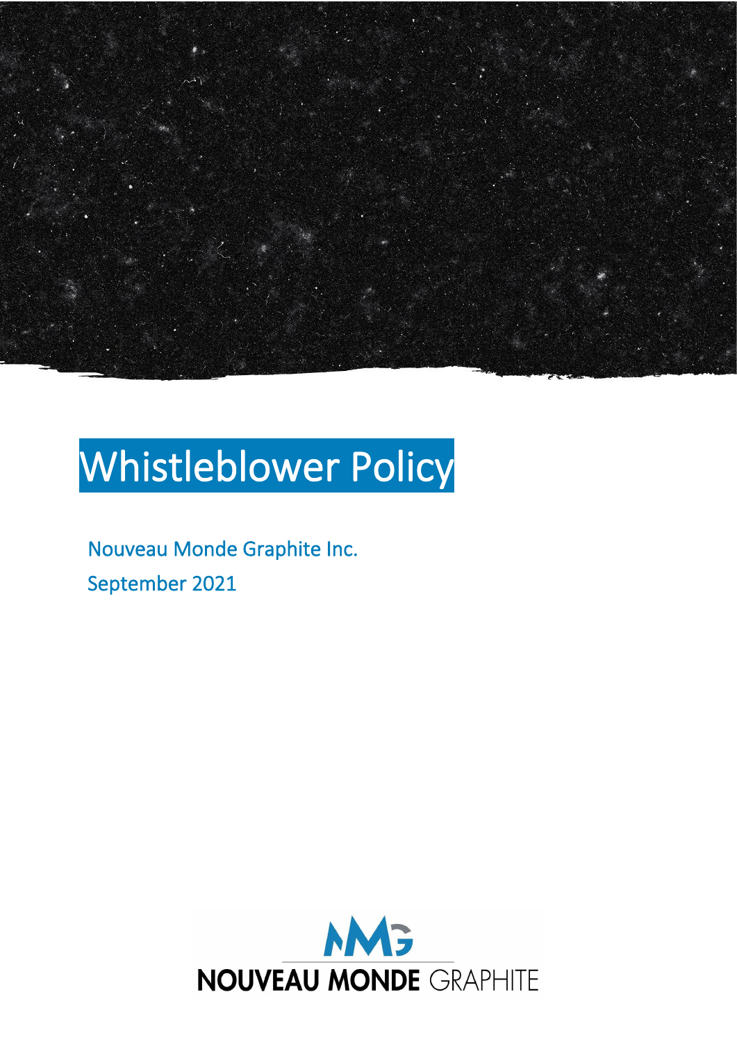# Whistleblower Policy

Nouveau Monde Graphite Inc.

September 2021

NOUVEAU MONDE GRAPHITE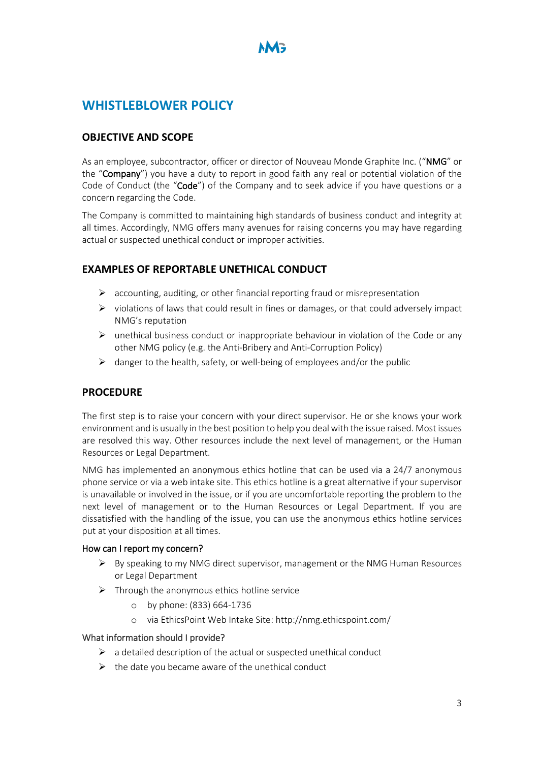# WHISTLEBLOWER POLICY

## OBJECTIVE AND SCOPE

As an employee, subcontractor, officer or director of Nouveau Monde Graphite Inc. ("**NMG**" or the "**Company**") you have a duty to report in good faith any real or potential violation of the Code of Conduct (the "**Code**") of the Company and to seek advice if you have questions or a concern regarding the Code.

The Company is committed to maintaining high standards of business conduct and integrity at all times. Accordingly, NMG offers many avenues for raising concerns you may have regarding actual or suspected unethical conduct or improper activities.

## EXAMPLES OF REPORTABLE UNETHICAL CONDUCT

- accounting, auditing, or other financial reporting fraud or misrepresentation
- violations of laws that could result in fines or damages, or that could adversely impact NMG's reputation
- unethical business conduct or inappropriate behaviour in violation of the Code or any other NMG policy (e.g. the Anti-Bribery and Anti-Corruption Policy)
- danger to the health, safety, or well-being of employees and/or the public

## PROCEDURE

The first step is to raise your concern with your direct supervisor. He or she knows your work environment and is usually in the best position to help you deal with the issue raised. Most issues are resolved this way. Other resources include the next level of management, or the Human Resources or Legal Department.

NMG has implemented an anonymous ethics hotline that can be used via a 24/7 anonymous phone service or via a web intake site. This ethics hotline is a great alternative if your supervisor is unavailable or involved in the issue, or if you are uncomfortable reporting the problem to the next level of management or to the Human Resources or Legal Department. If you are dissatisfied with the handling of the issue, you can use the anonymous ethics hotline services put at your disposition at all times.

### How can I report my concern?

- By speaking to my NMG direct supervisor, management or the NMG Human Resources or Legal Department
- Through the anonymous ethics hotline service
  - by phone: (833) 664-1736
  - via EthicsPoint Web Intake Site: http://nmg.ethicspoint.com/

### What information should I provide?

- a detailed description of the actual or suspected unethical conduct
- the date you became aware of the unethical conduct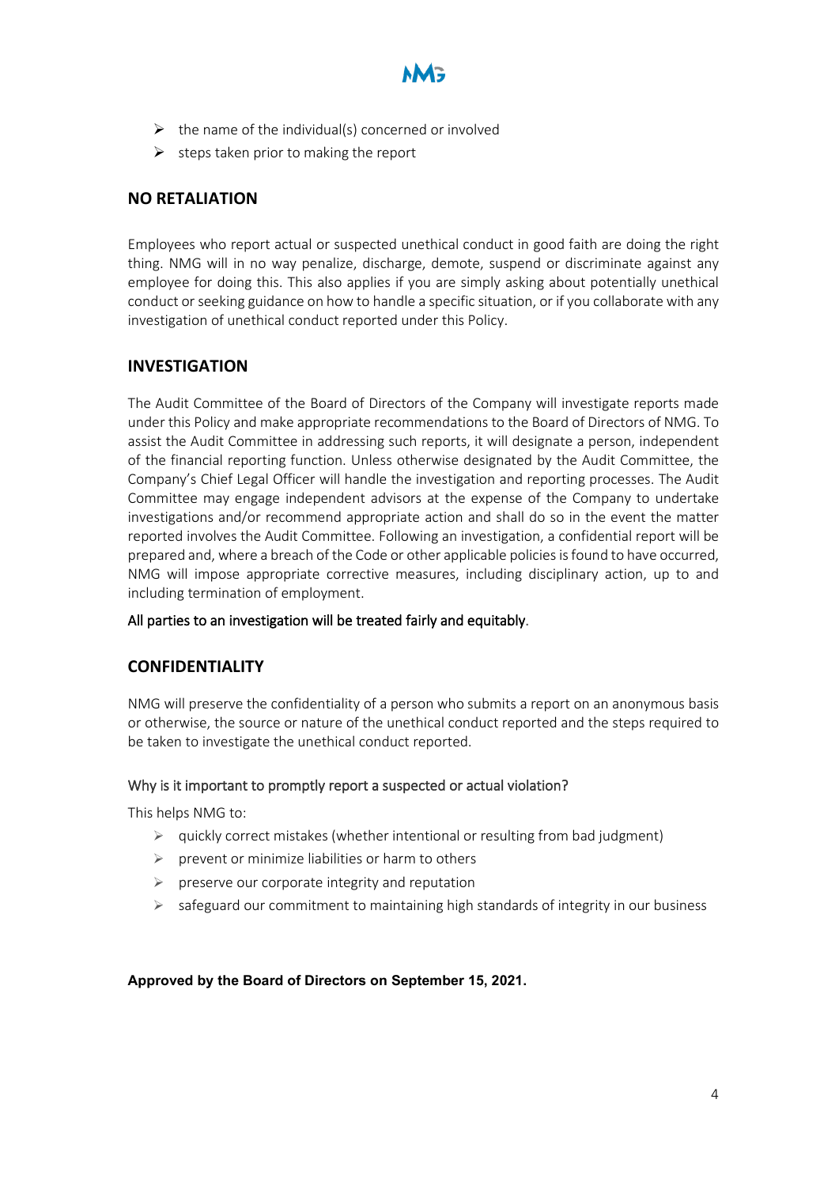- the name of the individual(s) concerned or involved
- steps taken prior to making the report

## NO RETALIATION

Employees who report actual or suspected unethical conduct in good faith are doing the right thing. NMG will in no way penalize, discharge, demote, suspend or discriminate against any employee for doing this. This also applies if you are simply asking about potentially unethical conduct or seeking guidance on how to handle a specific situation, or if you collaborate with any investigation of unethical conduct reported under this Policy.

## INVESTIGATION

The Audit Committee of the Board of Directors of the Company will investigate reports made under this Policy and make appropriate recommendations to the Board of Directors of NMG. To assist the Audit Committee in addressing such reports, it will designate a person, independent of the financial reporting function. Unless otherwise designated by the Audit Committee, the Company's Chief Legal Officer will handle the investigation and reporting processes. The Audit Committee may engage independent advisors at the expense of the Company to undertake investigations and/or recommend appropriate action and shall do so in the event the matter reported involves the Audit Committee. Following an investigation, a confidential report will be prepared and, where a breach of the Code or other applicable policies is found to have occurred, NMG will impose appropriate corrective measures, including disciplinary action, up to and including termination of employment.

All parties to an investigation will be treated fairly and equitably.

## CONFIDENTIALITY

NMG will preserve the confidentiality of a person who submits a report on an anonymous basis or otherwise, the source or nature of the unethical conduct reported and the steps required to be taken to investigate the unethical conduct reported.

### Why is it important to promptly report a suspected or actual violation?

This helps NMG to:

- quickly correct mistakes (whether intentional or resulting from bad judgment)
- prevent or minimize liabilities or harm to others
- preserve our corporate integrity and reputation
- safeguard our commitment to maintaining high standards of integrity in our business

**Approved by the Board of Directors on September 15, 2021.**